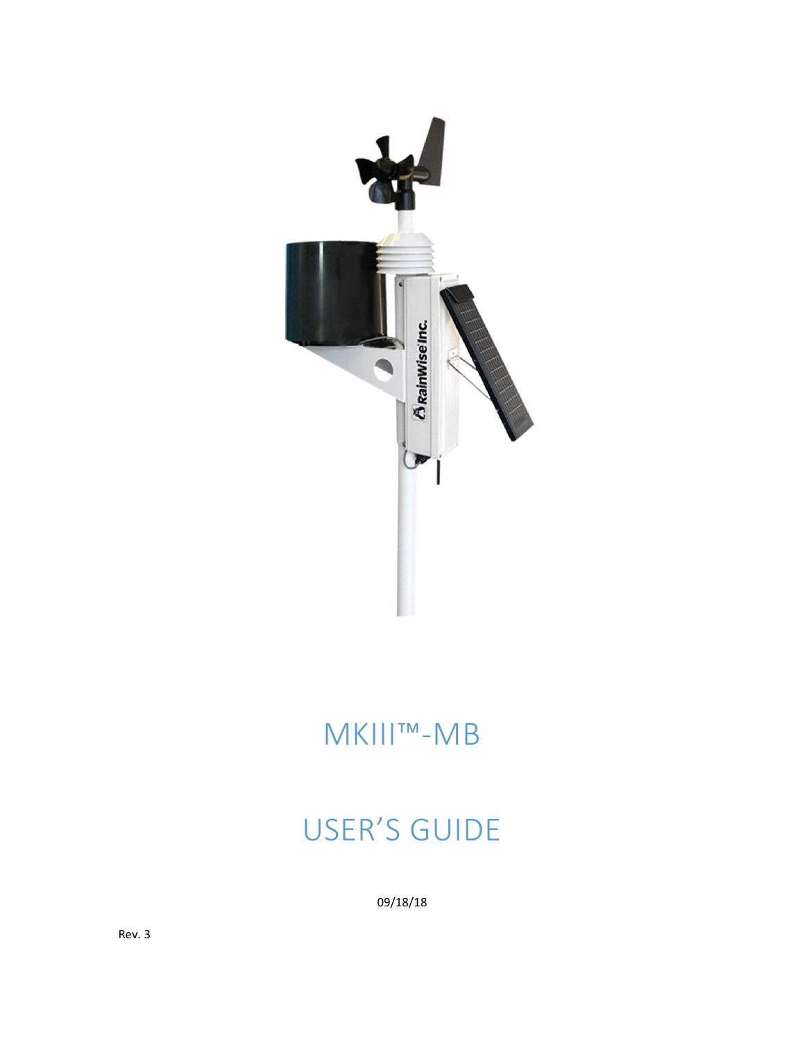# MKIII™-MB

# USER'S GUIDE

09/18/18

Rev. 3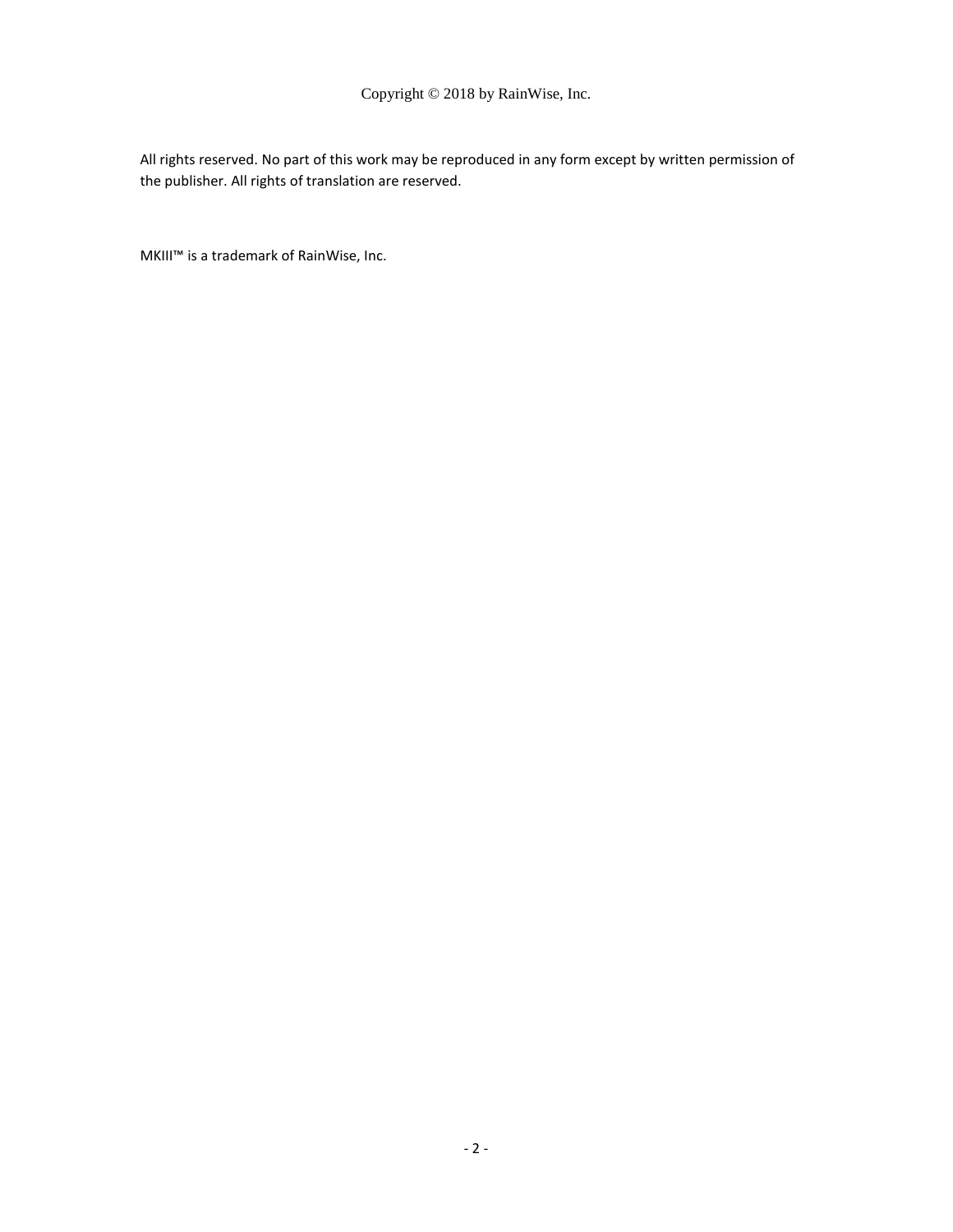Copyright © 2018 by RainWise, Inc.

All rights reserved. No part of this work may be reproduced in any form except by written permission of the publisher. All rights of translation are reserved.

MKIII™ is a trademark of RainWise, Inc.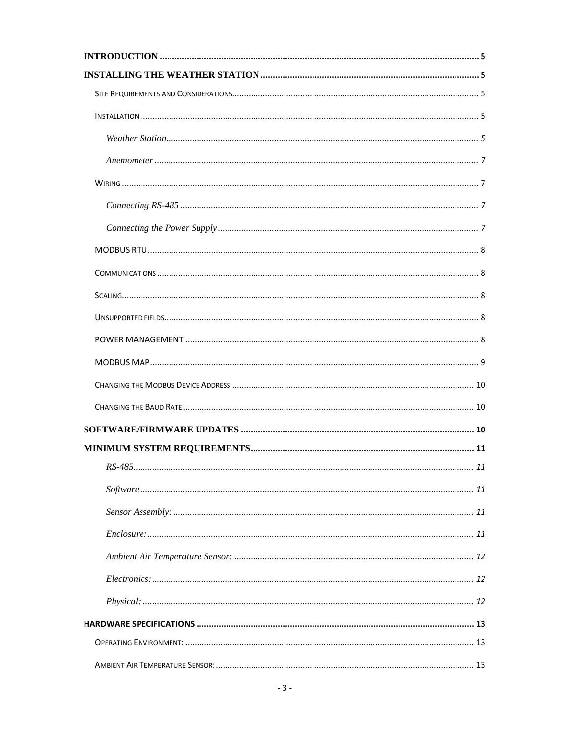**INTRODUCTION** ..................................................................................................................... 5

**INSTALLING THE WEATHER STATION** ........................................................................................... 5

SITE REQUIREMENTS AND CONSIDERATIONS ........................................................................................... 5

INSTALLATION ........................................................................................................................... 5

*Weather Station* ....................................................................................................................... 5

*Anemometer* ........................................................................................................................... 7

WIRING ..................................................................................................................................... 7

*Connecting RS-485* ................................................................................................................... 7

*Connecting the Power Supply* ..................................................................................................... 7

MODBUS RTU ............................................................................................................................ 8

COMMUNICATIONS ....................................................................................................................... 8

SCALING ..................................................................................................................................... 8

UNSUPPORTED FIELDS .................................................................................................................... 8

POWER MANAGEMENT ................................................................................................................. 8

MODBUS MAP ............................................................................................................................ 9

CHANGING THE MODBUS DEVICE ADDRESS ........................................................................................ 10

CHANGING THE BAUD RATE ............................................................................................................ 10

**SOFTWARE/FIRMWARE UPDATES** ............................................................................................... 10

**MINIMUM SYSTEM REQUIREMENTS** ............................................................................................ 11

*RS-485* .................................................................................................................................. 11

*Software* ................................................................................................................................ 11

*Sensor Assembly:* ..................................................................................................................... 11

*Enclosure:* .............................................................................................................................. 11

*Ambient Air Temperature Sensor:* ................................................................................................ 12

*Electronics:* ............................................................................................................................ 12

*Physical:* ................................................................................................................................ 12

**HARDWARE SPECIFICATIONS** ..................................................................................................... 13

OPERATING ENVIRONMENT: .......................................................................................................... 13

AMBIENT AIR TEMPERATURE SENSOR: ............................................................................................. 13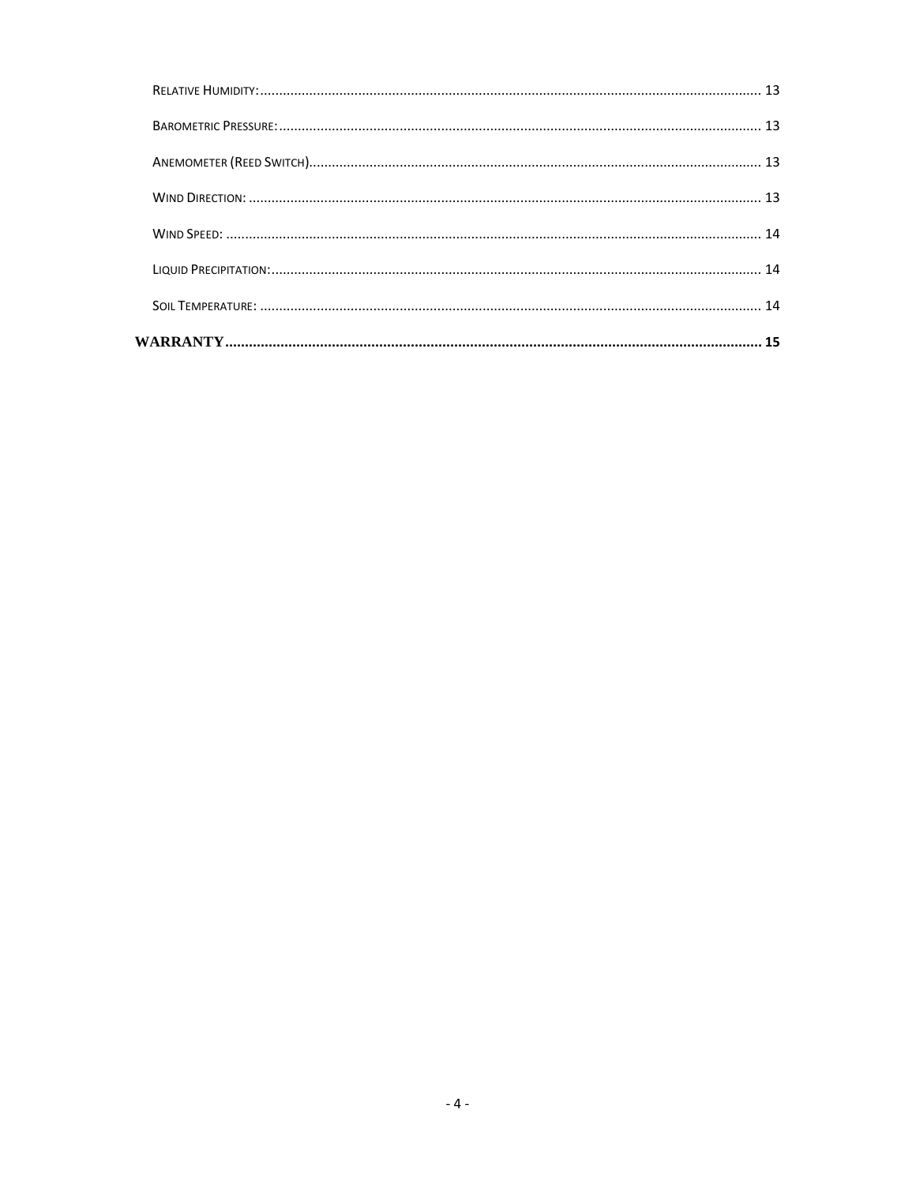Relative Humidity: 13

Barometric Pressure: 13

Anemometer (Reed Switch) 13

Wind Direction: 13

Wind Speed: 14

Liquid Precipitation: 14

Soil Temperature: 14

**WARRANTY 15**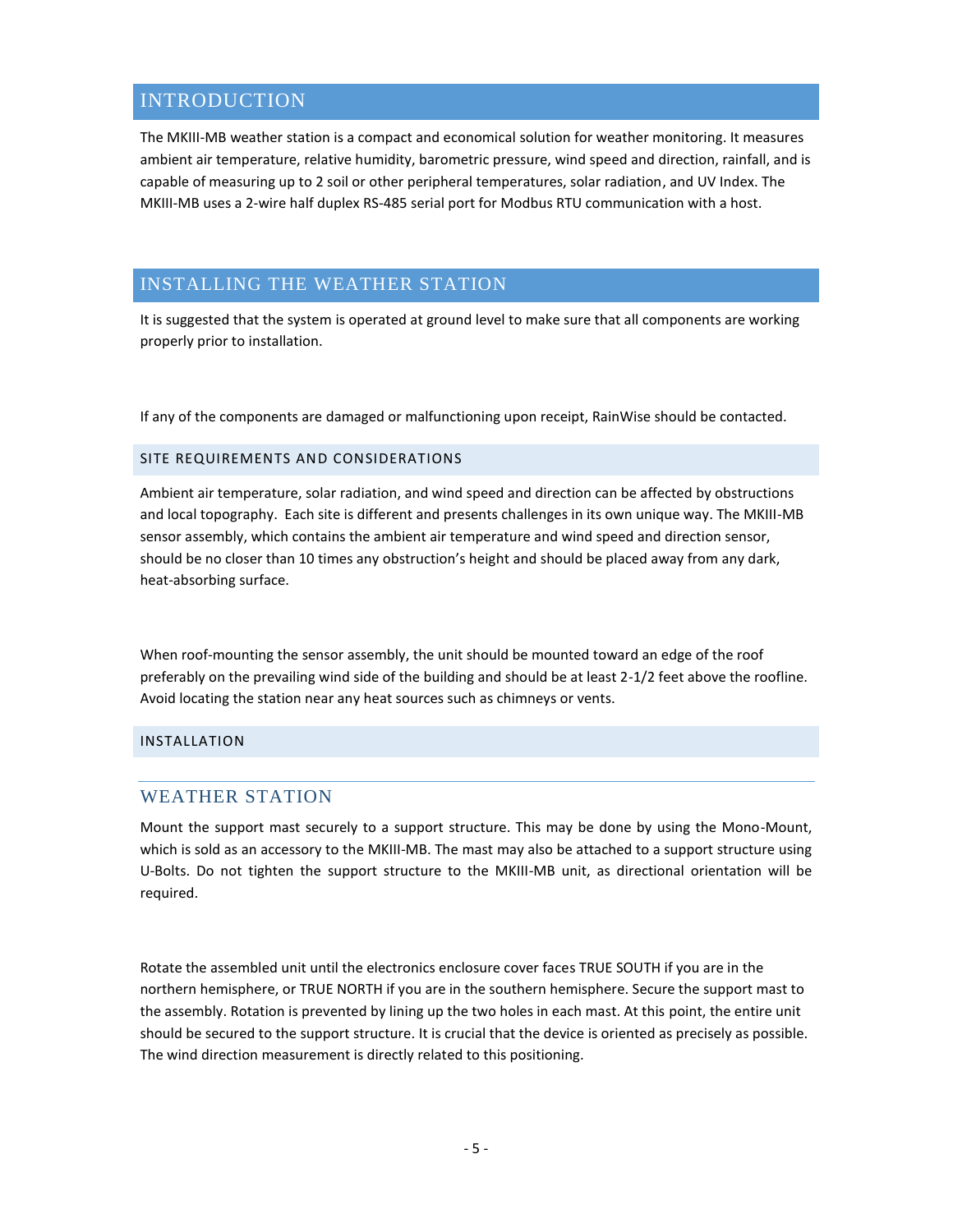# INTRODUCTION

The MKIII-MB weather station is a compact and economical solution for weather monitoring. It measures ambient air temperature, relative humidity, barometric pressure, wind speed and direction, rainfall, and is capable of measuring up to 2 soil or other peripheral temperatures, solar radiation, and UV Index. The MKIII-MB uses a 2-wire half duplex RS-485 serial port for Modbus RTU communication with a host.

# INSTALLING THE WEATHER STATION

It is suggested that the system is operated at ground level to make sure that all components are working properly prior to installation.

If any of the components are damaged or malfunctioning upon receipt, RainWise should be contacted.

## SITE REQUIREMENTS AND CONSIDERATIONS

Ambient air temperature, solar radiation, and wind speed and direction can be affected by obstructions and local topography. Each site is different and presents challenges in its own unique way. The MKIII-MB sensor assembly, which contains the ambient air temperature and wind speed and direction sensor, should be no closer than 10 times any obstruction's height and should be placed away from any dark, heat-absorbing surface.

When roof-mounting the sensor assembly, the unit should be mounted toward an edge of the roof preferably on the prevailing wind side of the building and should be at least 2-1/2 feet above the roofline. Avoid locating the station near any heat sources such as chimneys or vents.

## INSTALLATION

### WEATHER STATION

Mount the support mast securely to a support structure. This may be done by using the Mono-Mount, which is sold as an accessory to the MKIII-MB. The mast may also be attached to a support structure using U-Bolts. Do not tighten the support structure to the MKIII-MB unit, as directional orientation will be required.

Rotate the assembled unit until the electronics enclosure cover faces TRUE SOUTH if you are in the northern hemisphere, or TRUE NORTH if you are in the southern hemisphere. Secure the support mast to the assembly. Rotation is prevented by lining up the two holes in each mast. At this point, the entire unit should be secured to the support structure. It is crucial that the device is oriented as precisely as possible. The wind direction measurement is directly related to this positioning.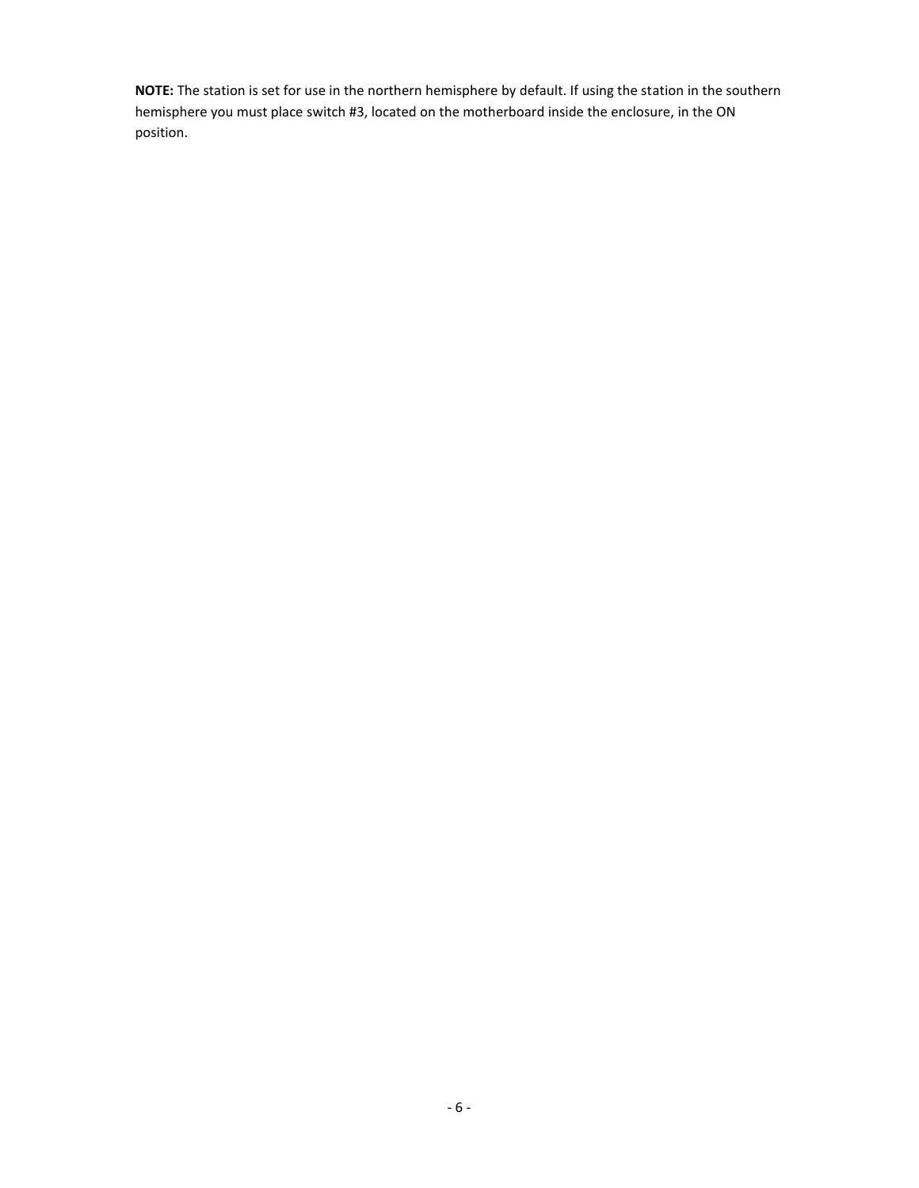**NOTE:** The station is set for use in the northern hemisphere by default. If using the station in the southern hemisphere you must place switch #3, located on the motherboard inside the enclosure, in the ON position.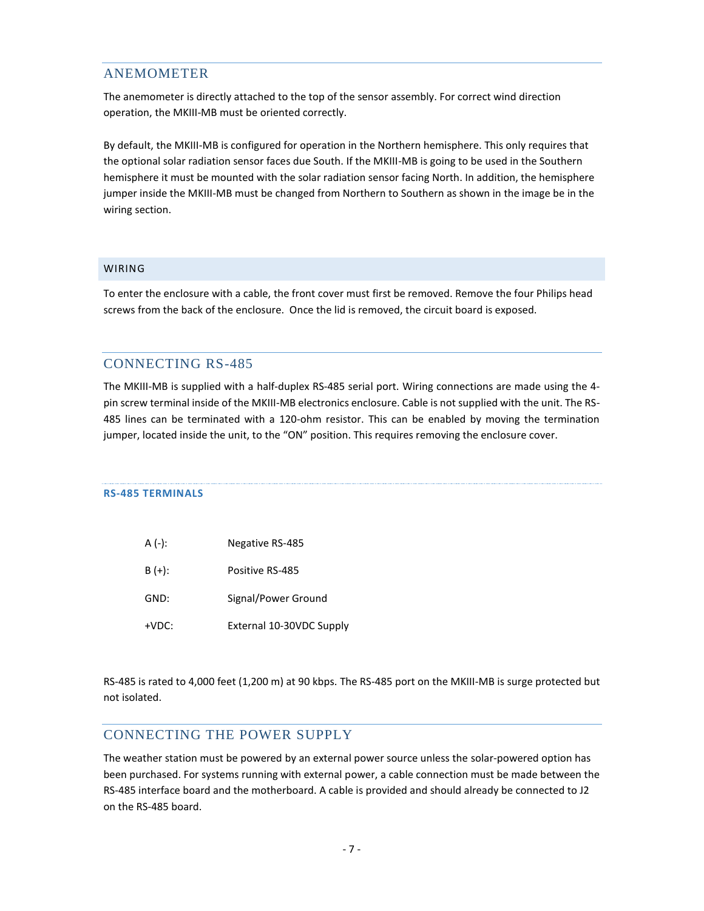## ANEMOMETER

The anemometer is directly attached to the top of the sensor assembly. For correct wind direction operation, the MKIII-MB must be oriented correctly.

By default, the MKIII-MB is configured for operation in the Northern hemisphere. This only requires that the optional solar radiation sensor faces due South. If the MKIII-MB is going to be used in the Southern hemisphere it must be mounted with the solar radiation sensor facing North. In addition, the hemisphere jumper inside the MKIII-MB must be changed from Northern to Southern as shown in the image be in the wiring section.

# WIRING

To enter the enclosure with a cable, the front cover must first be removed. Remove the four Philips head screws from the back of the enclosure. Once the lid is removed, the circuit board is exposed.

## CONNECTING RS-485

The MKIII-MB is supplied with a half-duplex RS-485 serial port. Wiring connections are made using the 4-pin screw terminal inside of the MKIII-MB electronics enclosure. Cable is not supplied with the unit. The RS-485 lines can be terminated with a 120-ohm resistor. This can be enabled by moving the termination jumper, located inside the unit, to the “ON” position. This requires removing the enclosure cover.

### RS-485 TERMINALS

| | |
|---|---|
| A (-): | Negative RS-485 |
| B (+): | Positive RS-485 |
| GND: | Signal/Power Ground |
| +VDC: | External 10-30VDC Supply |

RS-485 is rated to 4,000 feet (1,200 m) at 90 kbps. The RS-485 port on the MKIII-MB is surge protected but not isolated.

## CONNECTING THE POWER SUPPLY

The weather station must be powered by an external power source unless the solar-powered option has been purchased. For systems running with external power, a cable connection must be made between the RS-485 interface board and the motherboard. A cable is provided and should already be connected to J2 on the RS-485 board.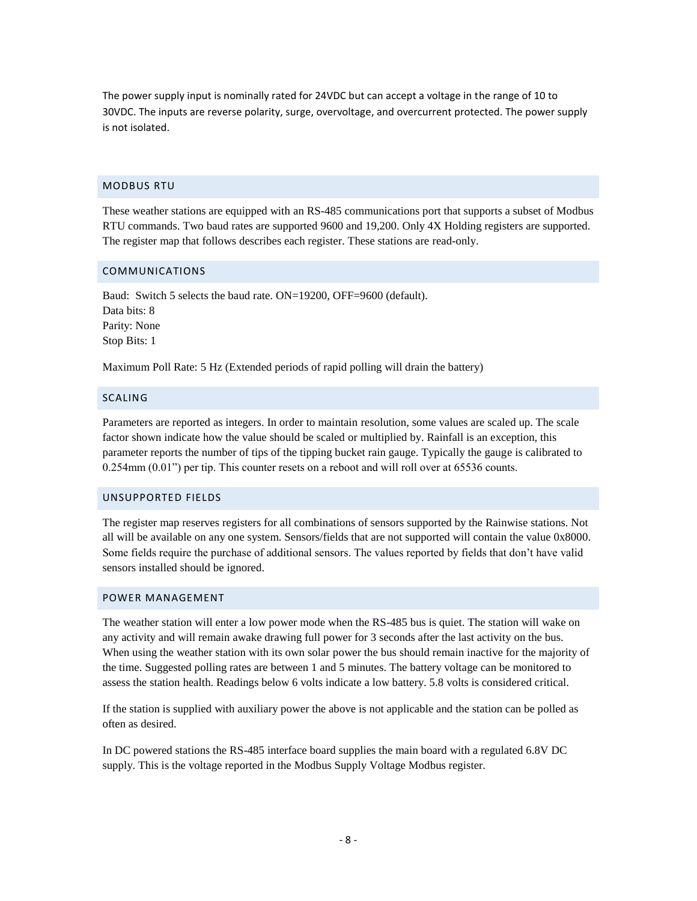The power supply input is nominally rated for 24VDC but can accept a voltage in the range of 10 to 30VDC. The inputs are reverse polarity, surge, overvoltage, and overcurrent protected. The power supply is not isolated.

## MODBUS RTU

These weather stations are equipped with an RS-485 communications port that supports a subset of Modbus RTU commands. Two baud rates are supported 9600 and 19,200. Only 4X Holding registers are supported. The register map that follows describes each register. These stations are read-only.

## COMMUNICATIONS

Baud: Switch 5 selects the baud rate. ON=19200, OFF=9600 (default).
Data bits: 8
Parity: None
Stop Bits: 1

Maximum Poll Rate: 5 Hz (Extended periods of rapid polling will drain the battery)

## SCALING

Parameters are reported as integers. In order to maintain resolution, some values are scaled up. The scale factor shown indicate how the value should be scaled or multiplied by. Rainfall is an exception, this parameter reports the number of tips of the tipping bucket rain gauge. Typically the gauge is calibrated to 0.254mm (0.01") per tip. This counter resets on a reboot and will roll over at 65536 counts.

## UNSUPPORTED FIELDS

The register map reserves registers for all combinations of sensors supported by the Rainwise stations. Not all will be available on any one system. Sensors/fields that are not supported will contain the value 0x8000. Some fields require the purchase of additional sensors. The values reported by fields that don't have valid sensors installed should be ignored.

## POWER MANAGEMENT

The weather station will enter a low power mode when the RS-485 bus is quiet. The station will wake on any activity and will remain awake drawing full power for 3 seconds after the last activity on the bus. When using the weather station with its own solar power the bus should remain inactive for the majority of the time. Suggested polling rates are between 1 and 5 minutes. The battery voltage can be monitored to assess the station health. Readings below 6 volts indicate a low battery. 5.8 volts is considered critical.

If the station is supplied with auxiliary power the above is not applicable and the station can be polled as often as desired.

In DC powered stations the RS-485 interface board supplies the main board with a regulated 6.8V DC supply. This is the voltage reported in the Modbus Supply Voltage Modbus register.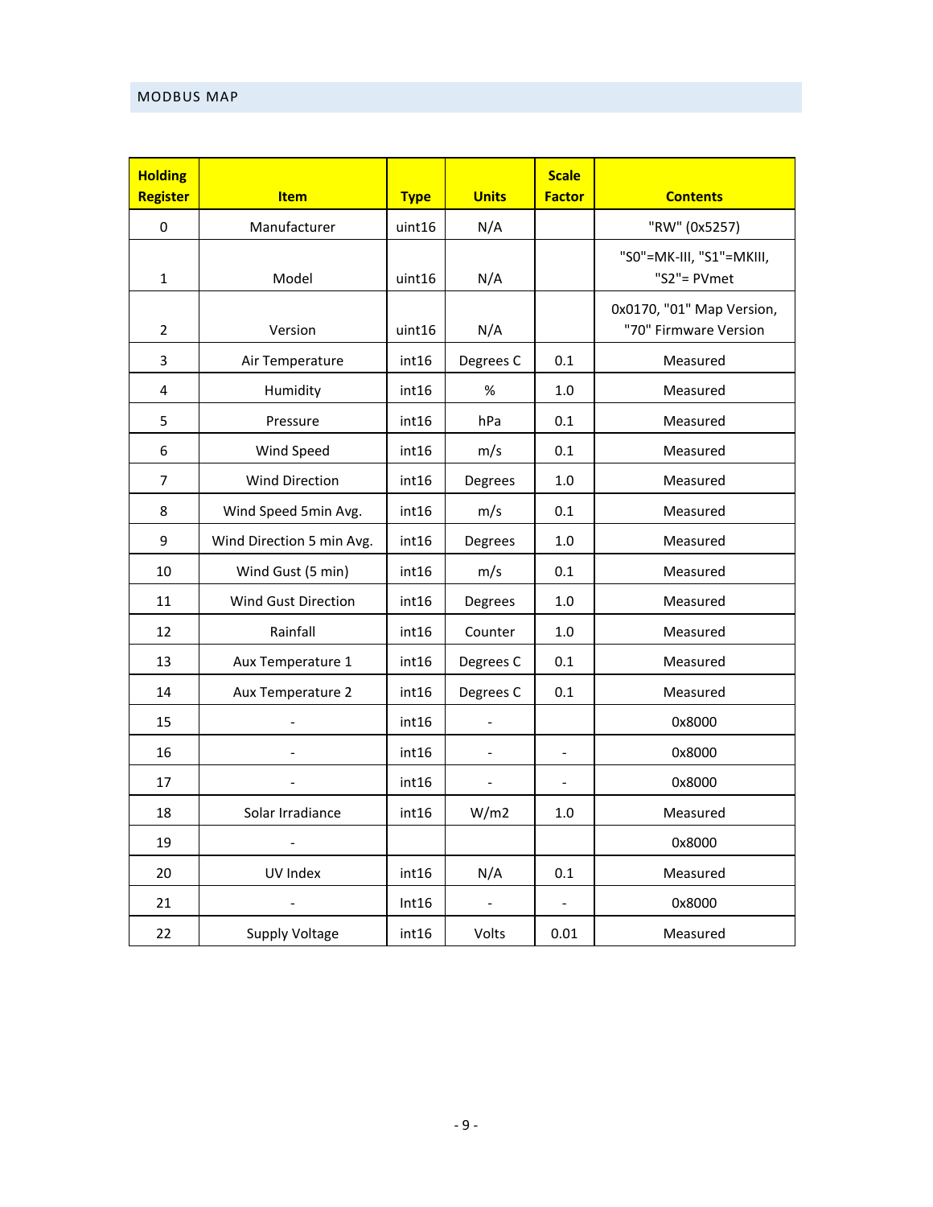## MODBUS MAP

| Holding Register | Item | Type | Units | Scale Factor | Contents |
|---|---|---|---|---|---|
| 0 | Manufacturer | uint16 | N/A | | "RW" (0x5257) |
| 1 | Model | uint16 | N/A | | "S0"=MK-III, "S1"=MKIII, "S2"= PVmet |
| 2 | Version | uint16 | N/A | | 0x0170, "01" Map Version, "70" Firmware Version |
| 3 | Air Temperature | int16 | Degrees C | 0.1 | Measured |
| 4 | Humidity | int16 | % | 1.0 | Measured |
| 5 | Pressure | int16 | hPa | 0.1 | Measured |
| 6 | Wind Speed | int16 | m/s | 0.1 | Measured |
| 7 | Wind Direction | int16 | Degrees | 1.0 | Measured |
| 8 | Wind Speed 5min Avg. | int16 | m/s | 0.1 | Measured |
| 9 | Wind Direction 5 min Avg. | int16 | Degrees | 1.0 | Measured |
| 10 | Wind Gust (5 min) | int16 | m/s | 0.1 | Measured |
| 11 | Wind Gust Direction | int16 | Degrees | 1.0 | Measured |
| 12 | Rainfall | int16 | Counter | 1.0 | Measured |
| 13 | Aux Temperature 1 | int16 | Degrees C | 0.1 | Measured |
| 14 | Aux Temperature 2 | int16 | Degrees C | 0.1 | Measured |
| 15 | - | int16 | - | | 0x8000 |
| 16 | - | int16 | - | - | 0x8000 |
| 17 | - | int16 | - | - | 0x8000 |
| 18 | Solar Irradiance | int16 | W/m2 | 1.0 | Measured |
| 19 | - | | | | 0x8000 |
| 20 | UV Index | int16 | N/A | 0.1 | Measured |
| 21 | - | Int16 | - | - | 0x8000 |
| 22 | Supply Voltage | int16 | Volts | 0.01 | Measured |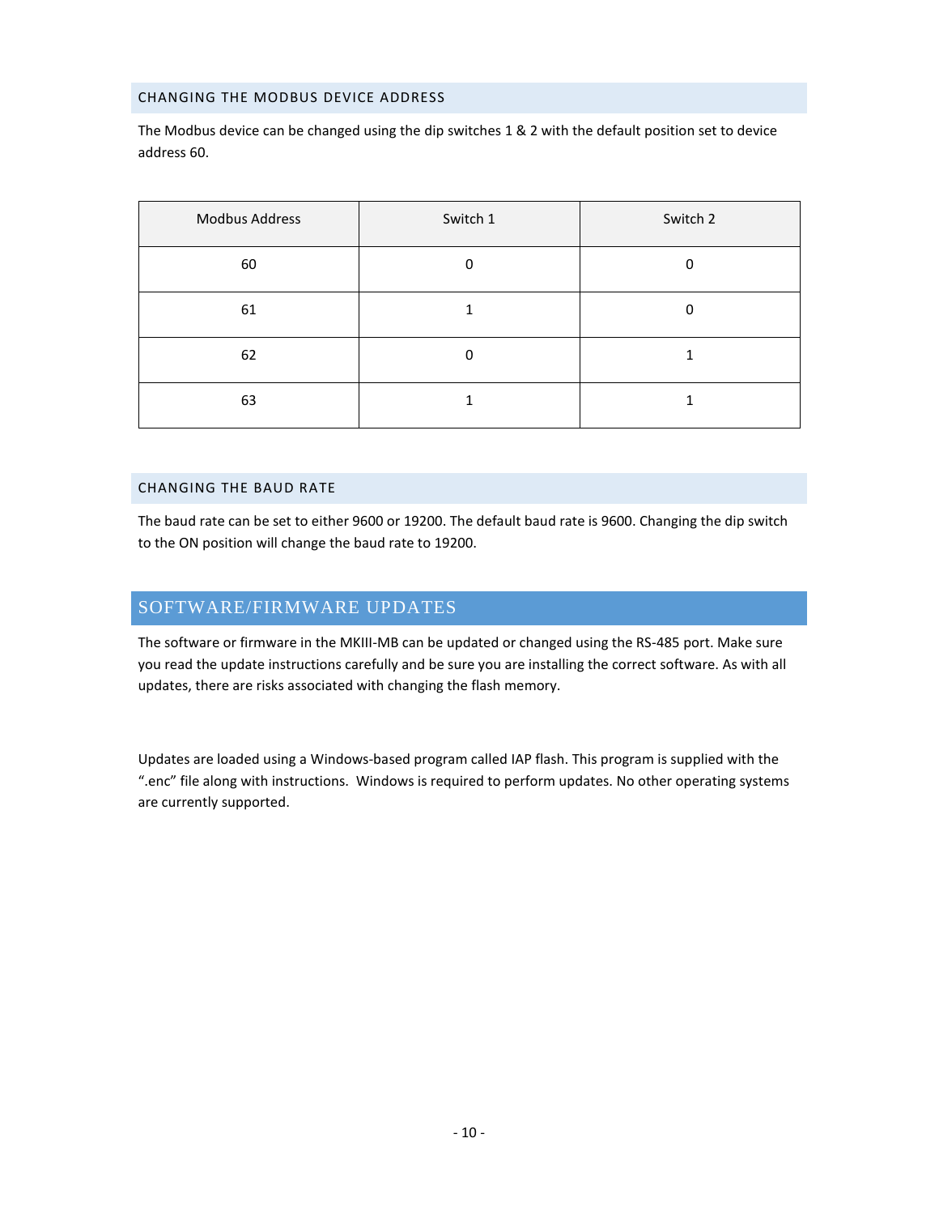### CHANGING THE MODBUS DEVICE ADDRESS

The Modbus device can be changed using the dip switches 1 & 2 with the default position set to device address 60.

| Modbus Address | Switch 1 | Switch 2 |
| --- | --- | --- |
| 60 | 0 | 0 |
| 61 | 1 | 0 |
| 62 | 0 | 1 |
| 63 | 1 | 1 |

### CHANGING THE BAUD RATE

The baud rate can be set to either 9600 or 19200. The default baud rate is 9600. Changing the dip switch to the ON position will change the baud rate to 19200.

## SOFTWARE/FIRMWARE UPDATES

The software or firmware in the MKIII-MB can be updated or changed using the RS-485 port. Make sure you read the update instructions carefully and be sure you are installing the correct software. As with all updates, there are risks associated with changing the flash memory.

Updates are loaded using a Windows-based program called IAP flash. This program is supplied with the ".enc" file along with instructions. Windows is required to perform updates. No other operating systems are currently supported.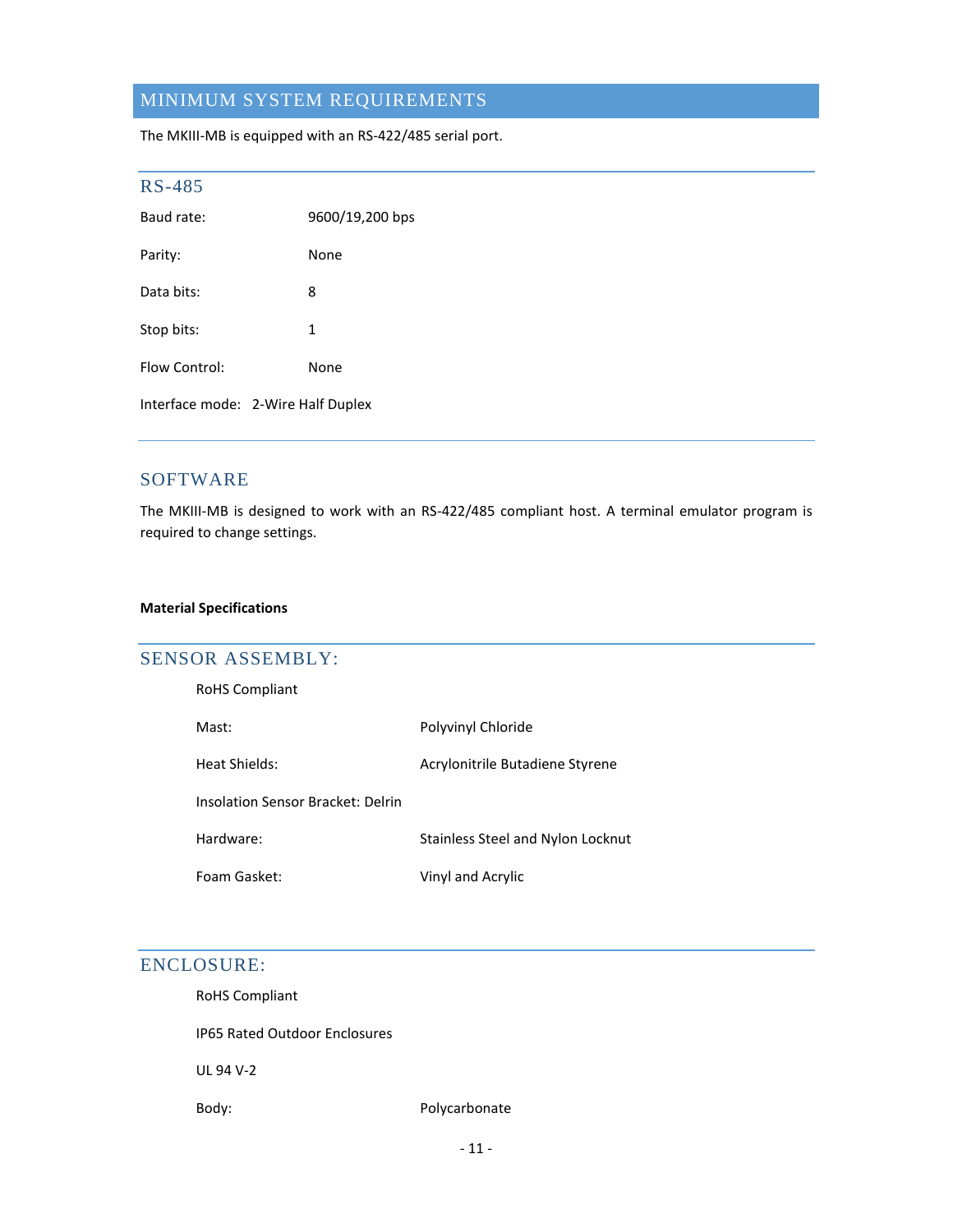# MINIMUM SYSTEM REQUIREMENTS

The MKIII-MB is equipped with an RS-422/485 serial port.

## RS-485

Baud rate: 9600/19,200 bps

Parity: None

Data bits: 8

Stop bits: 1

Flow Control: None

Interface mode: 2-Wire Half Duplex

## SOFTWARE

The MKIII-MB is designed to work with an RS-422/485 compliant host. A terminal emulator program is required to change settings.

**Material Specifications**

## SENSOR ASSEMBLY:

RoHS Compliant

Mast: Polyvinyl Chloride

Heat Shields: Acrylonitrile Butadiene Styrene

Insolation Sensor Bracket: Delrin

Hardware: Stainless Steel and Nylon Locknut

Foam Gasket: Vinyl and Acrylic

## ENCLOSURE:

RoHS Compliant

IP65 Rated Outdoor Enclosures

UL 94 V-2

Body: Polycarbonate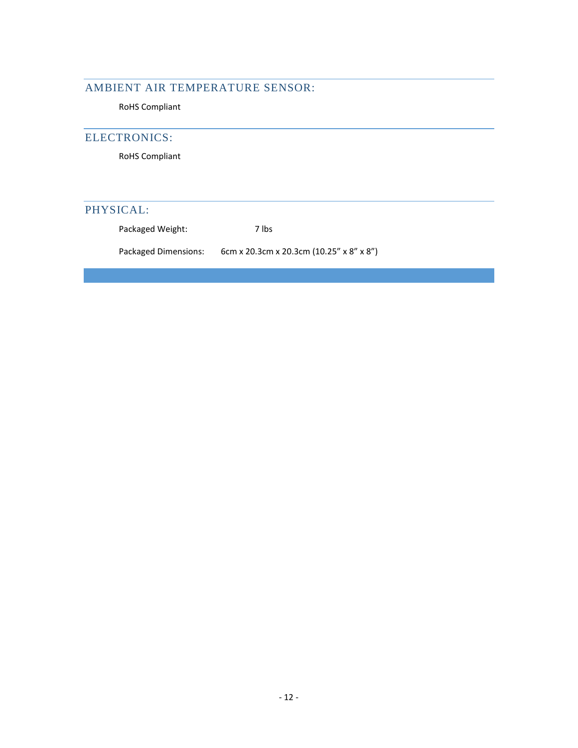## AMBIENT AIR TEMPERATURE SENSOR:

RoHS Compliant

## ELECTRONICS:

RoHS Compliant

## PHYSICAL:

Packaged Weight: 7 lbs

Packaged Dimensions: 6cm x 20.3cm x 20.3cm (10.25” x 8” x 8”)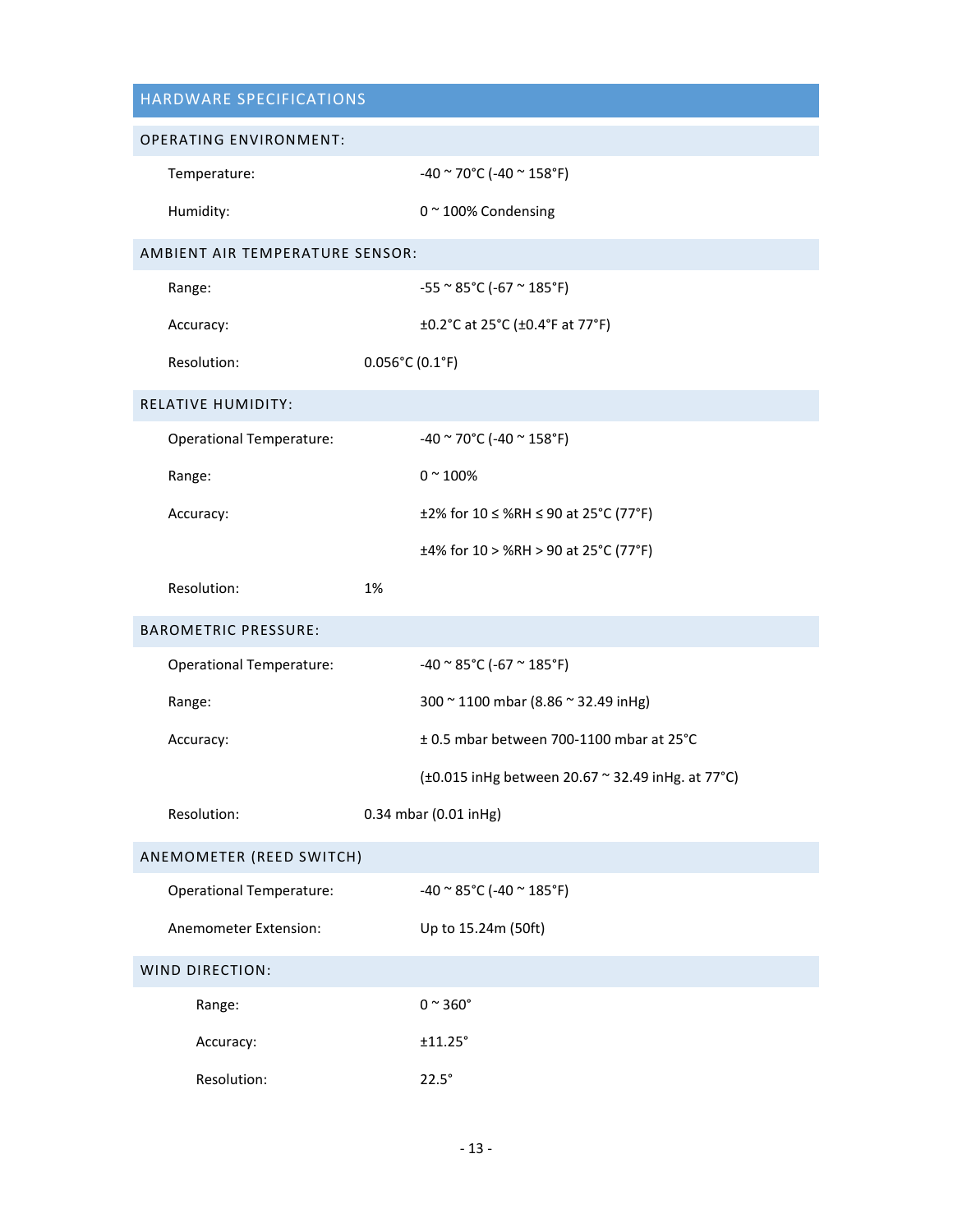## HARDWARE SPECIFICATIONS

### OPERATING ENVIRONMENT:

| | |
|---|---|
| Temperature: | -40 ~ 70°C (-40 ~ 158°F) |
| Humidity: | 0 ~ 100% Condensing |

### AMBIENT AIR TEMPERATURE SENSOR:

| | |
|---|---|
| Range: | -55 ~ 85°C (-67 ~ 185°F) |
| Accuracy: | ±0.2°C at 25°C (±0.4°F at 77°F) |
| Resolution: | 0.056°C (0.1°F) |

### RELATIVE HUMIDITY:

| | |
|---|---|
| Operational Temperature: | -40 ~ 70°C (-40 ~ 158°F) |
| Range: | 0 ~ 100% |
| Accuracy: | ±2% for 10 ≤ %RH ≤ 90 at 25°C (77°F) |
| | ±4% for 10 > %RH > 90 at 25°C (77°F) |
| Resolution: | 1% |

### BAROMETRIC PRESSURE:

| | |
|---|---|
| Operational Temperature: | -40 ~ 85°C (-67 ~ 185°F) |
| Range: | 300 ~ 1100 mbar (8.86 ~ 32.49 inHg) |
| Accuracy: | ± 0.5 mbar between 700-1100 mbar at 25°C |
| | (±0.015 inHg between 20.67 ~ 32.49 inHg. at 77°C) |
| Resolution: | 0.34 mbar (0.01 inHg) |

### ANEMOMETER (REED SWITCH)

| | |
|---|---|
| Operational Temperature: | -40 ~ 85°C (-40 ~ 185°F) |
| Anemometer Extension: | Up to 15.24m (50ft) |

### WIND DIRECTION:

| | |
|---|---|
| Range: | 0 ~ 360° |
| Accuracy: | ±11.25° |
| Resolution: | 22.5° |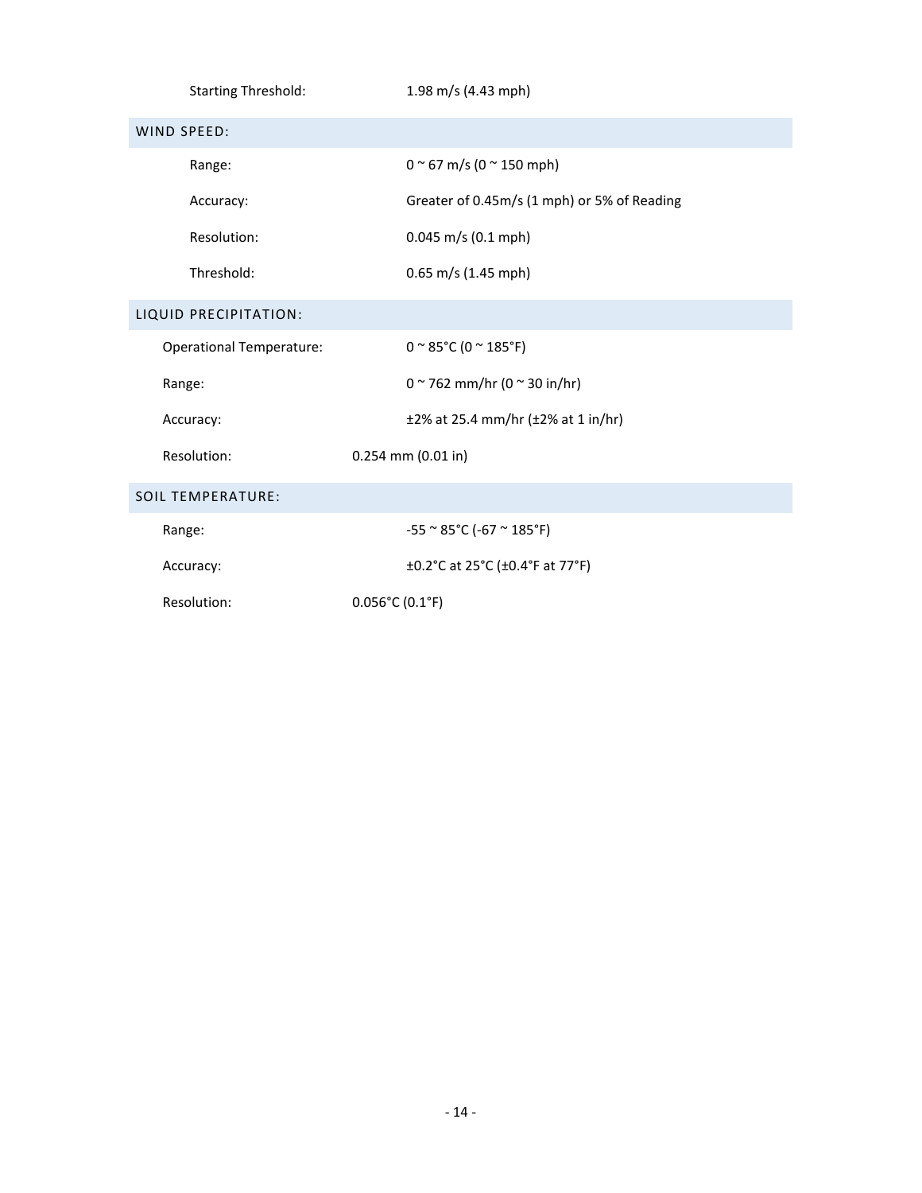| | |
|---|---|
| Starting Threshold: | 1.98 m/s (4.43 mph) |

## WIND SPEED:

| | |
|---|---|
| Range: | 0 ~ 67 m/s (0 ~ 150 mph) |
| Accuracy: | Greater of 0.45m/s (1 mph) or 5% of Reading |
| Resolution: | 0.045 m/s (0.1 mph) |
| Threshold: | 0.65 m/s (1.45 mph) |

## LIQUID PRECIPITATION:

| | |
|---|---|
| Operational Temperature: | 0 ~ 85°C (0 ~ 185°F) |
| Range: | 0 ~ 762 mm/hr (0 ~ 30 in/hr) |
| Accuracy: | ±2% at 25.4 mm/hr (±2% at 1 in/hr) |
| Resolution: | 0.254 mm (0.01 in) |

## SOIL TEMPERATURE:

| | |
|---|---|
| Range: | -55 ~ 85°C (-67 ~ 185°F) |
| Accuracy: | ±0.2°C at 25°C (±0.4°F at 77°F) |
| Resolution: | 0.056°C (0.1°F) |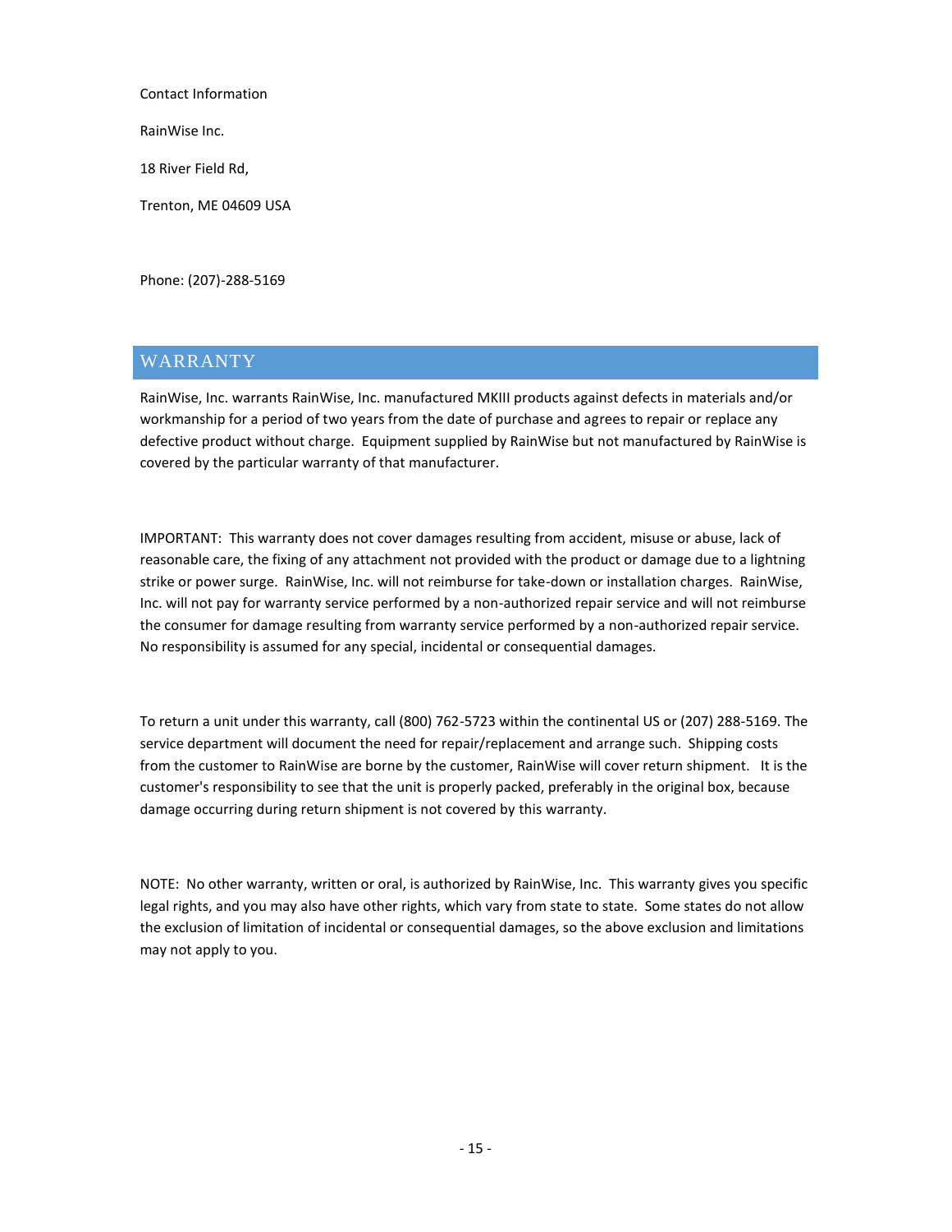Contact Information

RainWise Inc.

18 River Field Rd,

Trenton, ME 04609 USA

Phone: (207)-288-5169

## WARRANTY

RainWise, Inc. warrants RainWise, Inc. manufactured MKIII products against defects in materials and/or workmanship for a period of two years from the date of purchase and agrees to repair or replace any defective product without charge. Equipment supplied by RainWise but not manufactured by RainWise is covered by the particular warranty of that manufacturer.

IMPORTANT: This warranty does not cover damages resulting from accident, misuse or abuse, lack of reasonable care, the fixing of any attachment not provided with the product or damage due to a lightning strike or power surge. RainWise, Inc. will not reimburse for take-down or installation charges. RainWise, Inc. will not pay for warranty service performed by a non-authorized repair service and will not reimburse the consumer for damage resulting from warranty service performed by a non-authorized repair service. No responsibility is assumed for any special, incidental or consequential damages.

To return a unit under this warranty, call (800) 762-5723 within the continental US or (207) 288-5169. The service department will document the need for repair/replacement and arrange such. Shipping costs from the customer to RainWise are borne by the customer, RainWise will cover return shipment. It is the customer's responsibility to see that the unit is properly packed, preferably in the original box, because damage occurring during return shipment is not covered by this warranty.

NOTE: No other warranty, written or oral, is authorized by RainWise, Inc. This warranty gives you specific legal rights, and you may also have other rights, which vary from state to state. Some states do not allow the exclusion of limitation of incidental or consequential damages, so the above exclusion and limitations may not apply to you.